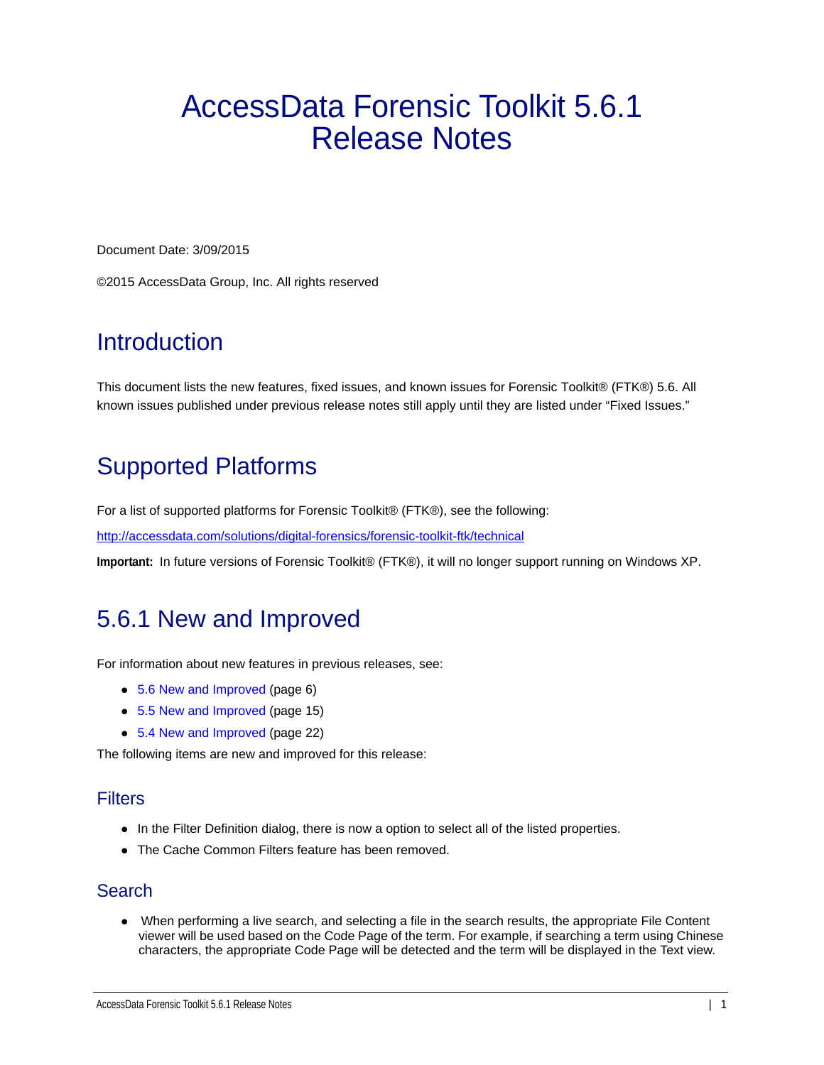# AccessData Forensic Toolkit 5.6.1 Release Notes

Document Date: 3/09/2015

©2015 AccessData Group, Inc. All rights reserved

## Introduction

This document lists the new features, fixed issues, and known issues for Forensic Toolkit® (FTK®) 5.6. All known issues published under previous release notes still apply until they are listed under “Fixed Issues.”

## Supported Platforms

For a list of supported platforms for Forensic Toolkit® (FTK®), see the following:

http://accessdata.com/solutions/digital-forensics/forensic-toolkit-ftk/technical

**Important:** In future versions of Forensic Toolkit® (FTK®), it will no longer support running on Windows XP.

## 5.6.1 New and Improved

For information about new features in previous releases, see:

- 5.6 New and Improved (page 6)
- 5.5 New and Improved (page 15)
- 5.4 New and Improved (page 22)

The following items are new and improved for this release:

### Filters

- In the Filter Definition dialog, there is now a option to select all of the listed properties.
- The Cache Common Filters feature has been removed.

### Search

- When performing a live search, and selecting a file in the search results, the appropriate File Content viewer will be used based on the Code Page of the term. For example, if searching a term using Chinese characters, the appropriate Code Page will be detected and the term will be displayed in the Text view.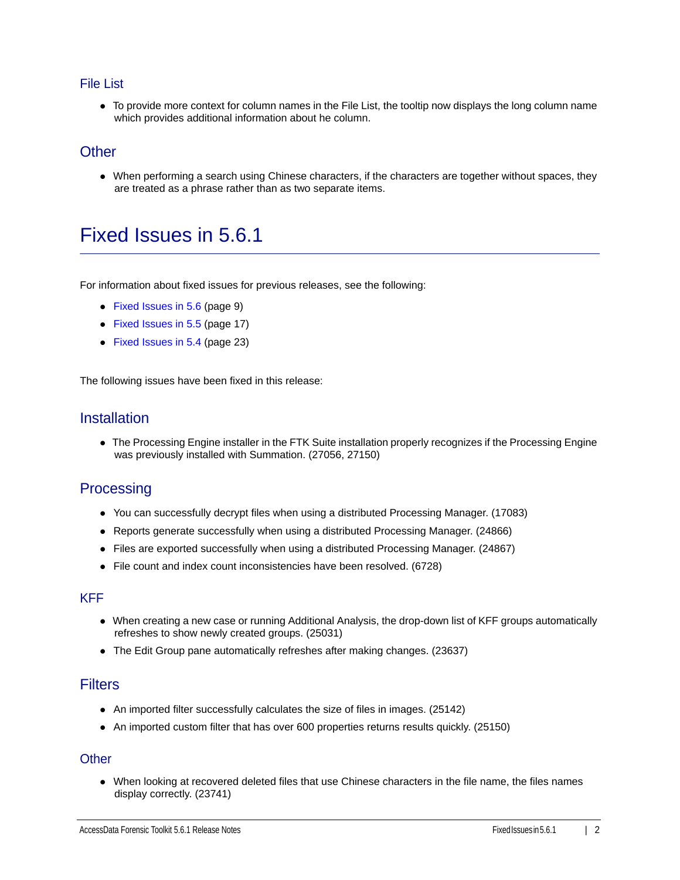### File List

- To provide more context for column names in the File List, the tooltip now displays the long column name which provides additional information about he column.

### Other

- When performing a search using Chinese characters, if the characters are together without spaces, they are treated as a phrase rather than as two separate items.

# Fixed Issues in 5.6.1

For information about fixed issues for previous releases, see the following:

- Fixed Issues in 5.6 (page 9)
- Fixed Issues in 5.5 (page 17)
- Fixed Issues in 5.4 (page 23)

The following issues have been fixed in this release:

### Installation

- The Processing Engine installer in the FTK Suite installation properly recognizes if the Processing Engine was previously installed with Summation. (27056, 27150)

### Processing

- You can successfully decrypt files when using a distributed Processing Manager. (17083)
- Reports generate successfully when using a distributed Processing Manager. (24866)
- Files are exported successfully when using a distributed Processing Manager. (24867)
- File count and index count inconsistencies have been resolved. (6728)

### KFF

- When creating a new case or running Additional Analysis, the drop-down list of KFF groups automatically refreshes to show newly created groups. (25031)
- The Edit Group pane automatically refreshes after making changes. (23637)

### Filters

- An imported filter successfully calculates the size of files in images. (25142)
- An imported custom filter that has over 600 properties returns results quickly. (25150)

### Other

- When looking at recovered deleted files that use Chinese characters in the file name, the files names display correctly. (23741)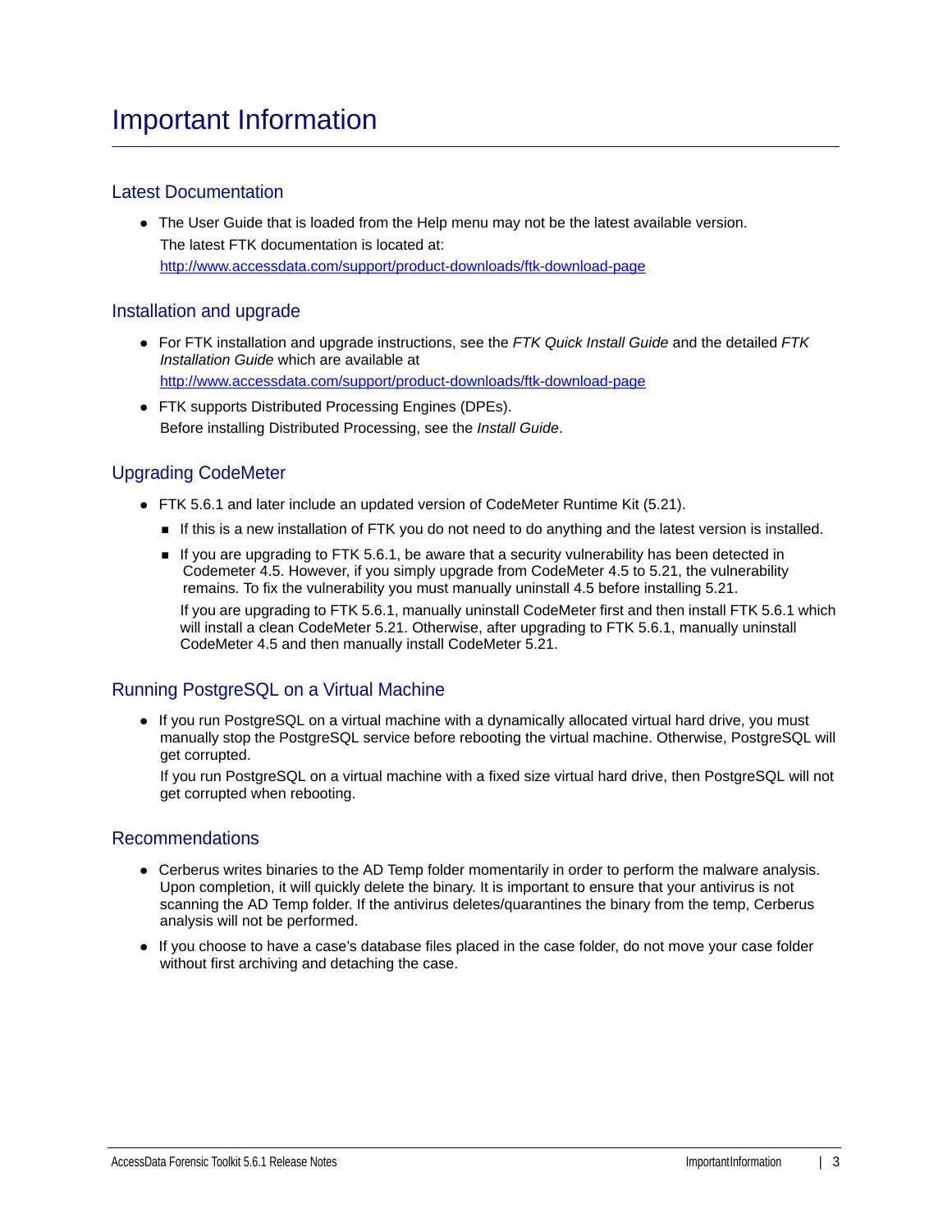# Important Information

## Latest Documentation

- The User Guide that is loaded from the Help menu may not be the latest available version.
  The latest FTK documentation is located at:
  http://www.accessdata.com/support/product-downloads/ftk-download-page

## Installation and upgrade

- For FTK installation and upgrade instructions, see the *FTK Quick Install Guide* and the detailed *FTK Installation Guide* which are available at
  http://www.accessdata.com/support/product-downloads/ftk-download-page
- FTK supports Distributed Processing Engines (DPEs).
  Before installing Distributed Processing, see the *Install Guide*.

## Upgrading CodeMeter

- FTK 5.6.1 and later include an updated version of CodeMeter Runtime Kit (5.21).
  - If this is a new installation of FTK you do not need to do anything and the latest version is installed.
  - If you are upgrading to FTK 5.6.1, be aware that a security vulnerability has been detected in Codemeter 4.5. However, if you simply upgrade from CodeMeter 4.5 to 5.21, the vulnerability remains. To fix the vulnerability you must manually uninstall 4.5 before installing 5.21.

    If you are upgrading to FTK 5.6.1, manually uninstall CodeMeter first and then install FTK 5.6.1 which will install a clean CodeMeter 5.21. Otherwise, after upgrading to FTK 5.6.1, manually uninstall CodeMeter 4.5 and then manually install CodeMeter 5.21.

## Running PostgreSQL on a Virtual Machine

- If you run PostgreSQL on a virtual machine with a dynamically allocated virtual hard drive, you must manually stop the PostgreSQL service before rebooting the virtual machine. Otherwise, PostgreSQL will get corrupted.

  If you run PostgreSQL on a virtual machine with a fixed size virtual hard drive, then PostgreSQL will not get corrupted when rebooting.

## Recommendations

- Cerberus writes binaries to the AD Temp folder momentarily in order to perform the malware analysis. Upon completion, it will quickly delete the binary. It is important to ensure that your antivirus is not scanning the AD Temp folder. If the antivirus deletes/quarantines the binary from the temp, Cerberus analysis will not be performed.
- If you choose to have a case's database files placed in the case folder, do not move your case folder without first archiving and detaching the case.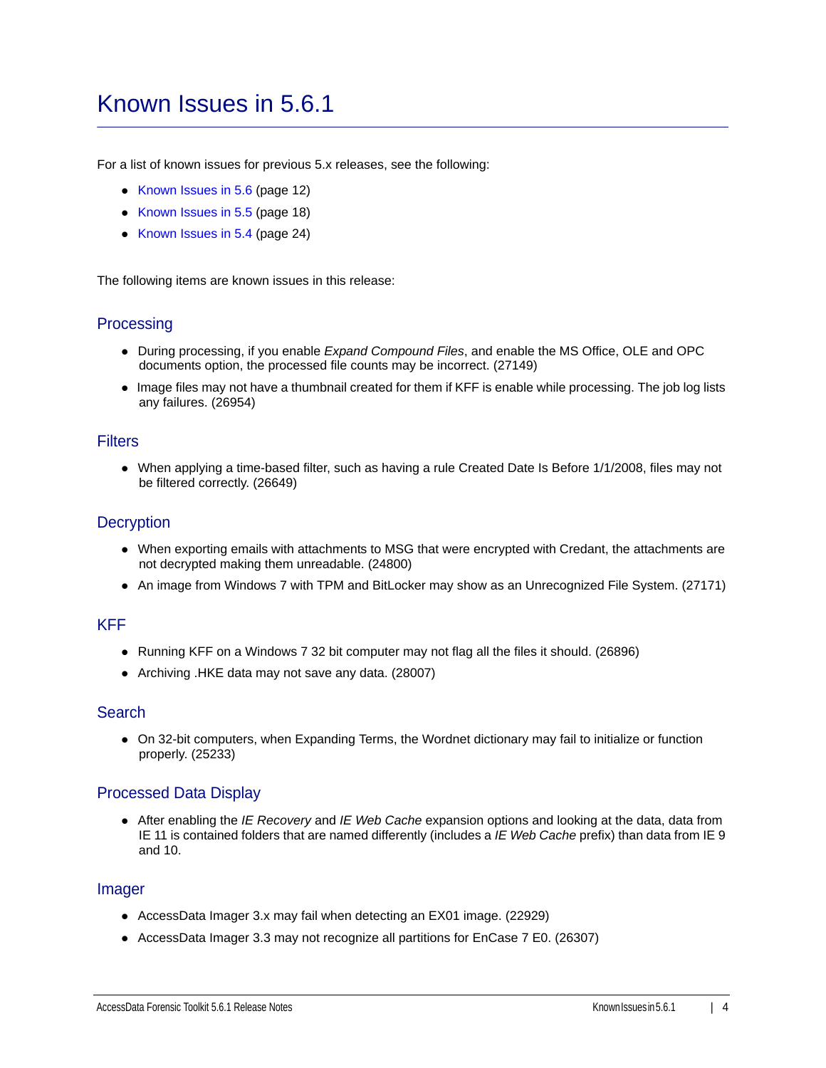# Known Issues in 5.6.1

For a list of known issues for previous 5.x releases, see the following:

- Known Issues in 5.6 (page 12)
- Known Issues in 5.5 (page 18)
- Known Issues in 5.4 (page 24)

The following items are known issues in this release:

## Processing

- During processing, if you enable *Expand Compound Files*, and enable the MS Office, OLE and OPC documents option, the processed file counts may be incorrect. (27149)
- Image files may not have a thumbnail created for them if KFF is enable while processing. The job log lists any failures. (26954)

## Filters

- When applying a time-based filter, such as having a rule Created Date Is Before 1/1/2008, files may not be filtered correctly. (26649)

## Decryption

- When exporting emails with attachments to MSG that were encrypted with Credant, the attachments are not decrypted making them unreadable. (24800)
- An image from Windows 7 with TPM and BitLocker may show as an Unrecognized File System. (27171)

## KFF

- Running KFF on a Windows 7 32 bit computer may not flag all the files it should. (26896)
- Archiving .HKE data may not save any data. (28007)

## Search

- On 32-bit computers, when Expanding Terms, the Wordnet dictionary may fail to initialize or function properly. (25233)

## Processed Data Display

- After enabling the *IE Recovery* and *IE Web Cache* expansion options and looking at the data, data from IE 11 is contained folders that are named differently (includes a *IE Web Cache* prefix) than data from IE 9 and 10.

## Imager

- AccessData Imager 3.x may fail when detecting an EX01 image. (22929)
- AccessData Imager 3.3 may not recognize all partitions for EnCase 7 E0. (26307)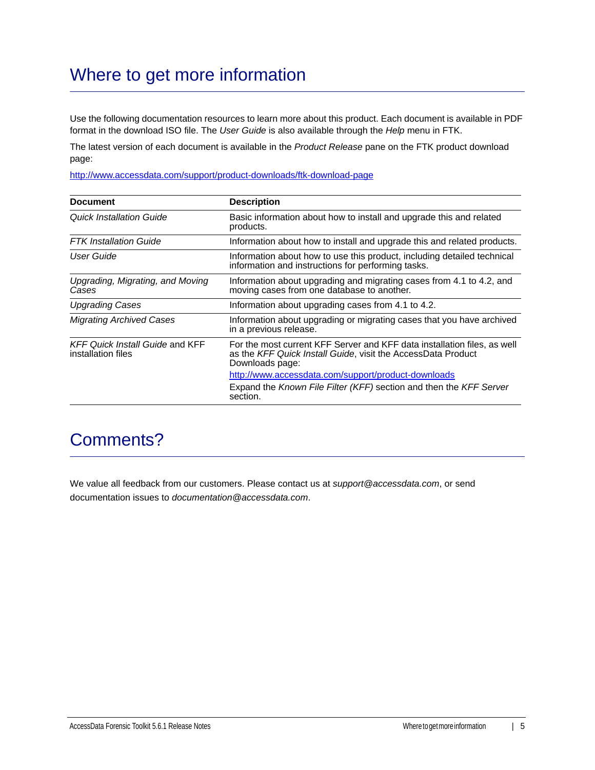# Where to get more information

Use the following documentation resources to learn more about this product. Each document is available in PDF format in the download ISO file. The *User Guide* is also available through the *Help* menu in FTK.

The latest version of each document is available in the *Product Release* pane on the FTK product download page:

http://www.accessdata.com/support/product-downloads/ftk-download-page

| Document | Description |
| --- | --- |
| *Quick Installation Guide* | Basic information about how to install and upgrade this and related products. |
| *FTK Installation Guide* | Information about how to install and upgrade this and related products. |
| *User Guide* | Information about how to use this product, including detailed technical information and instructions for performing tasks. |
| *Upgrading, Migrating, and Moving Cases* | Information about upgrading and migrating cases from 4.1 to 4.2, and moving cases from one database to another. |
| *Upgrading Cases* | Information about upgrading cases from 4.1 to 4.2. |
| *Migrating Archived Cases* | Information about upgrading or migrating cases that you have archived in a previous release. |
| *KFF Quick Install Guide* and KFF installation files | For the most current KFF Server and KFF data installation files, as well as the *KFF Quick Install Guide*, visit the AccessData Product Downloads page: <br> http://www.accessdata.com/support/product-downloads <br> Expand the *Known File Filter (KFF)* section and then the *KFF Server* section. |

# Comments?

We value all feedback from our customers. Please contact us at *support@accessdata.com*, or send documentation issues to *documentation@accessdata.com*.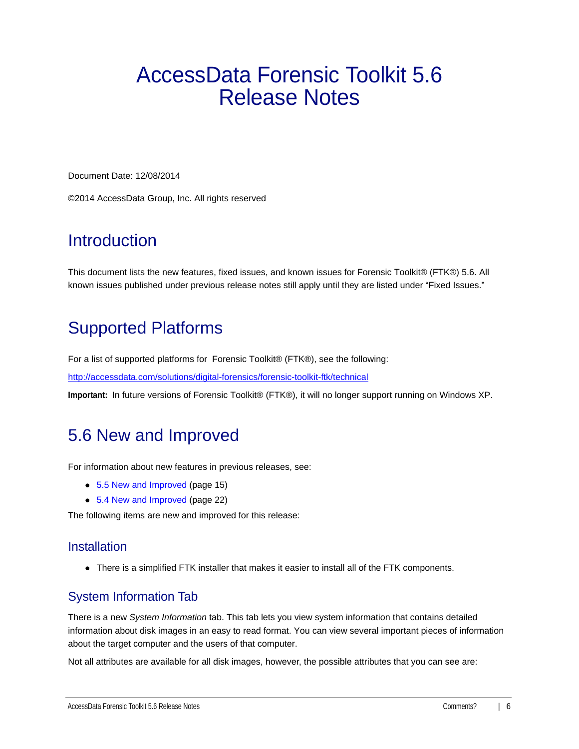# AccessData Forensic Toolkit 5.6 Release Notes

Document Date: 12/08/2014

©2014 AccessData Group, Inc. All rights reserved

## Introduction

This document lists the new features, fixed issues, and known issues for Forensic Toolkit® (FTK®) 5.6. All known issues published under previous release notes still apply until they are listed under "Fixed Issues."

## Supported Platforms

For a list of supported platforms for Forensic Toolkit® (FTK®), see the following:

http://accessdata.com/solutions/digital-forensics/forensic-toolkit-ftk/technical

**Important:** In future versions of Forensic Toolkit® (FTK®), it will no longer support running on Windows XP.

## 5.6 New and Improved

For information about new features in previous releases, see:

- 5.5 New and Improved (page 15)
- 5.4 New and Improved (page 22)

The following items are new and improved for this release:

### Installation

- There is a simplified FTK installer that makes it easier to install all of the FTK components.

### System Information Tab

There is a new *System Information* tab. This tab lets you view system information that contains detailed information about disk images in an easy to read format. You can view several important pieces of information about the target computer and the users of that computer.

Not all attributes are available for all disk images, however, the possible attributes that you can see are: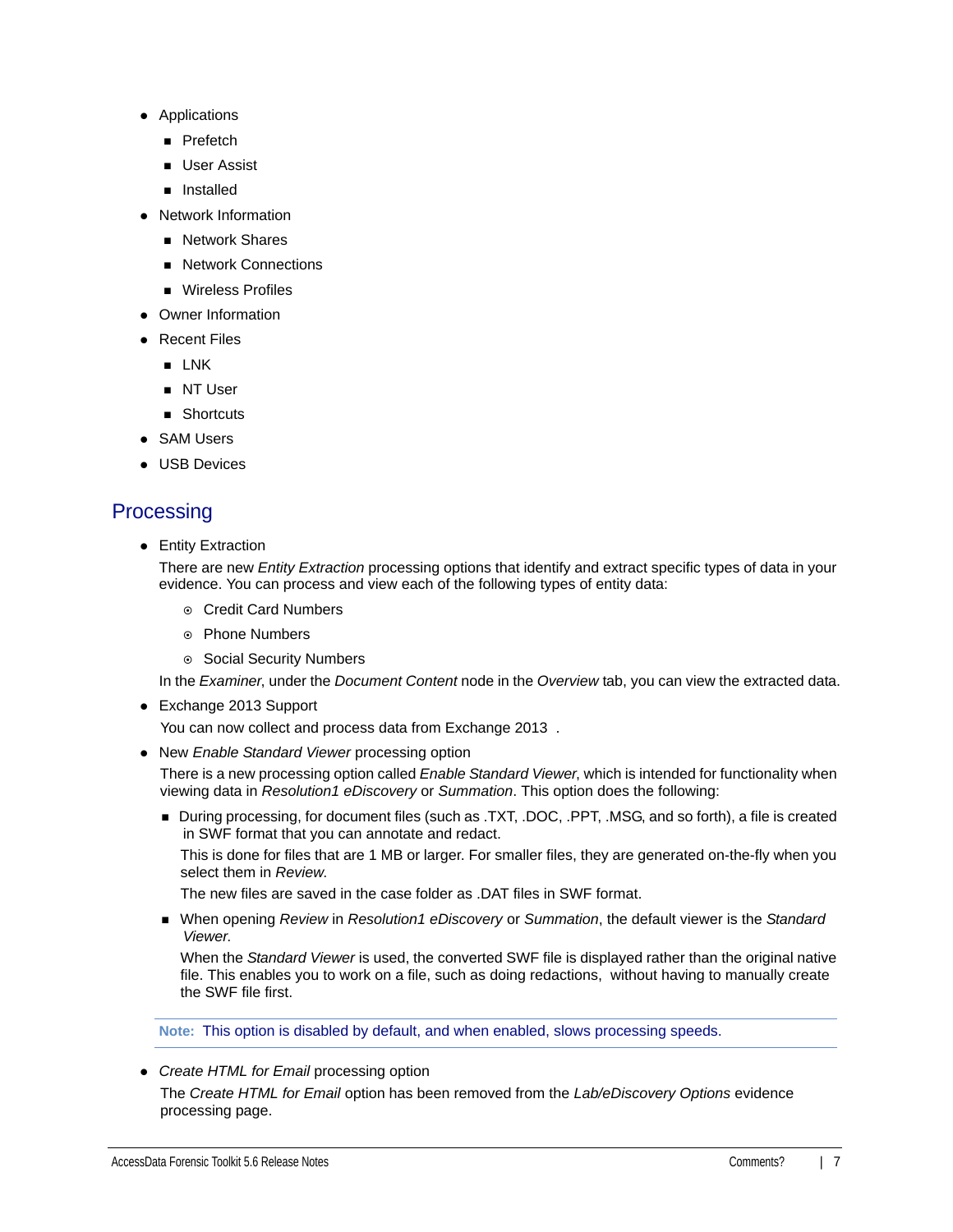- Applications
    - Prefetch
    - User Assist
    - Installed
- Network Information
    - Network Shares
    - Network Connections
    - Wireless Profiles
- Owner Information
- Recent Files
    - LNK
    - NT User
    - Shortcuts
- SAM Users
- USB Devices

## Processing

- Entity Extraction

  There are new *Entity Extraction* processing options that identify and extract specific types of data in your evidence. You can process and view each of the following types of entity data:

    - Credit Card Numbers
    - Phone Numbers
    - Social Security Numbers

  In the *Examiner*, under the *Document Content* node in the *Overview* tab, you can view the extracted data.

- Exchange 2013 Support

  You can now collect and process data from Exchange 2013 .

- New *Enable Standard Viewer* processing option

  There is a new processing option called *Enable Standard Viewer*, which is intended for functionality when viewing data in *Resolution1 eDiscovery* or *Summation*. This option does the following:

    - During processing, for document files (such as .TXT, .DOC, .PPT, .MSG, and so forth), a file is created in SWF format that you can annotate and redact.

      This is done for files that are 1 MB or larger. For smaller files, they are generated on-the-fly when you select them in *Review*.

      The new files are saved in the case folder as .DAT files in SWF format.

    - When opening *Review* in *Resolution1 eDiscovery* or *Summation*, the default viewer is the *Standard Viewer*.

      When the *Standard Viewer* is used, the converted SWF file is displayed rather than the original native file. This enables you to work on a file, such as doing redactions, without having to manually create the SWF file first.

  **Note:** This option is disabled by default, and when enabled, slows processing speeds.

- *Create HTML for Email* processing option

  The *Create HTML for Email* option has been removed from the *Lab/eDiscovery Options* evidence processing page.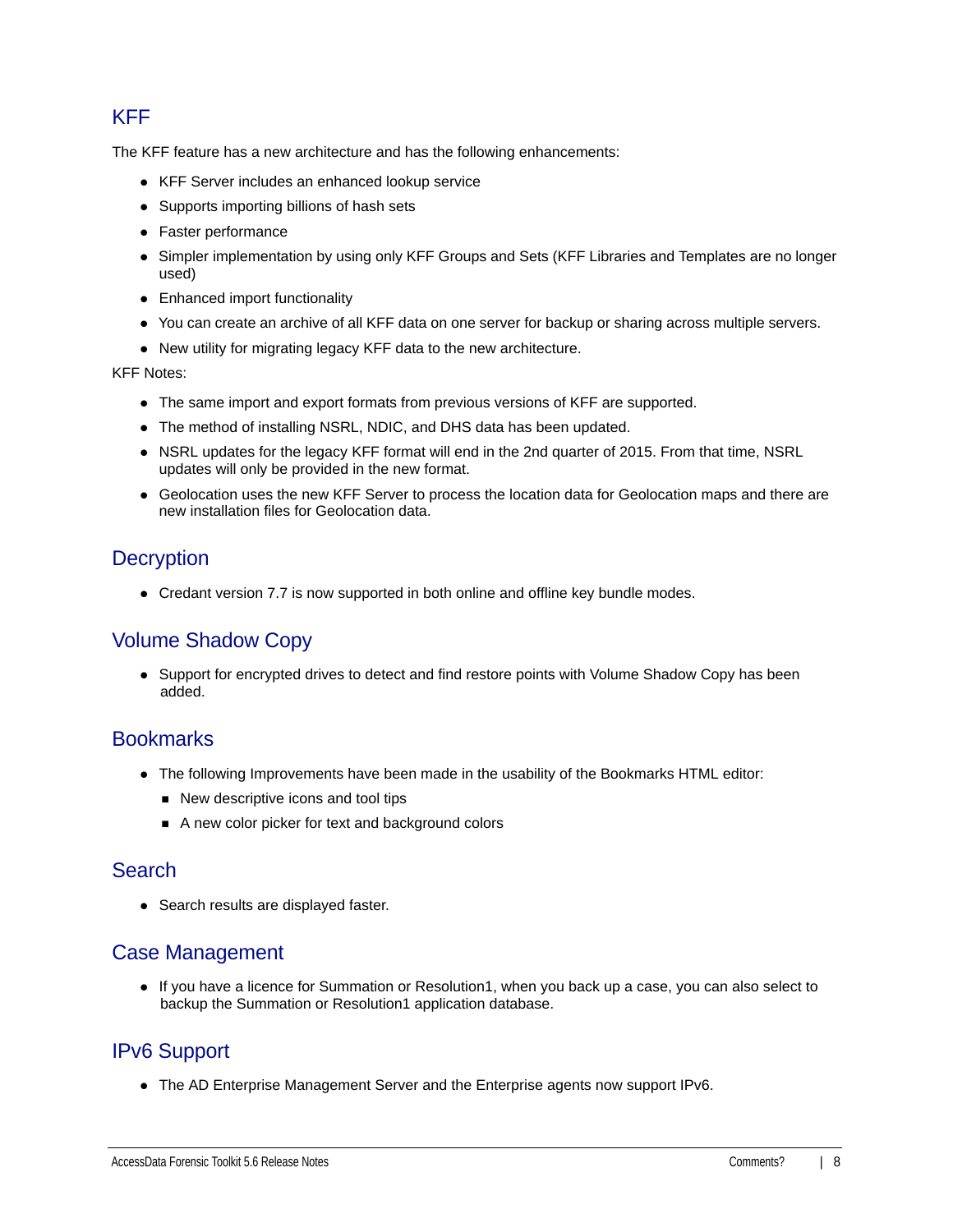## KFF

The KFF feature has a new architecture and has the following enhancements:

- KFF Server includes an enhanced lookup service
- Supports importing billions of hash sets
- Faster performance
- Simpler implementation by using only KFF Groups and Sets (KFF Libraries and Templates are no longer used)
- Enhanced import functionality
- You can create an archive of all KFF data on one server for backup or sharing across multiple servers.
- New utility for migrating legacy KFF data to the new architecture.

KFF Notes:

- The same import and export formats from previous versions of KFF are supported.
- The method of installing NSRL, NDIC, and DHS data has been updated.
- NSRL updates for the legacy KFF format will end in the 2nd quarter of 2015. From that time, NSRL updates will only be provided in the new format.
- Geolocation uses the new KFF Server to process the location data for Geolocation maps and there are new installation files for Geolocation data.

## Decryption

- Credant version 7.7 is now supported in both online and offline key bundle modes.

## Volume Shadow Copy

- Support for encrypted drives to detect and find restore points with Volume Shadow Copy has been added.

## Bookmarks

- The following Improvements have been made in the usability of the Bookmarks HTML editor:
  - New descriptive icons and tool tips
  - A new color picker for text and background colors

## Search

- Search results are displayed faster.

## Case Management

- If you have a licence for Summation or Resolution1, when you back up a case, you can also select to backup the Summation or Resolution1 application database.

## IPv6 Support

- The AD Enterprise Management Server and the Enterprise agents now support IPv6.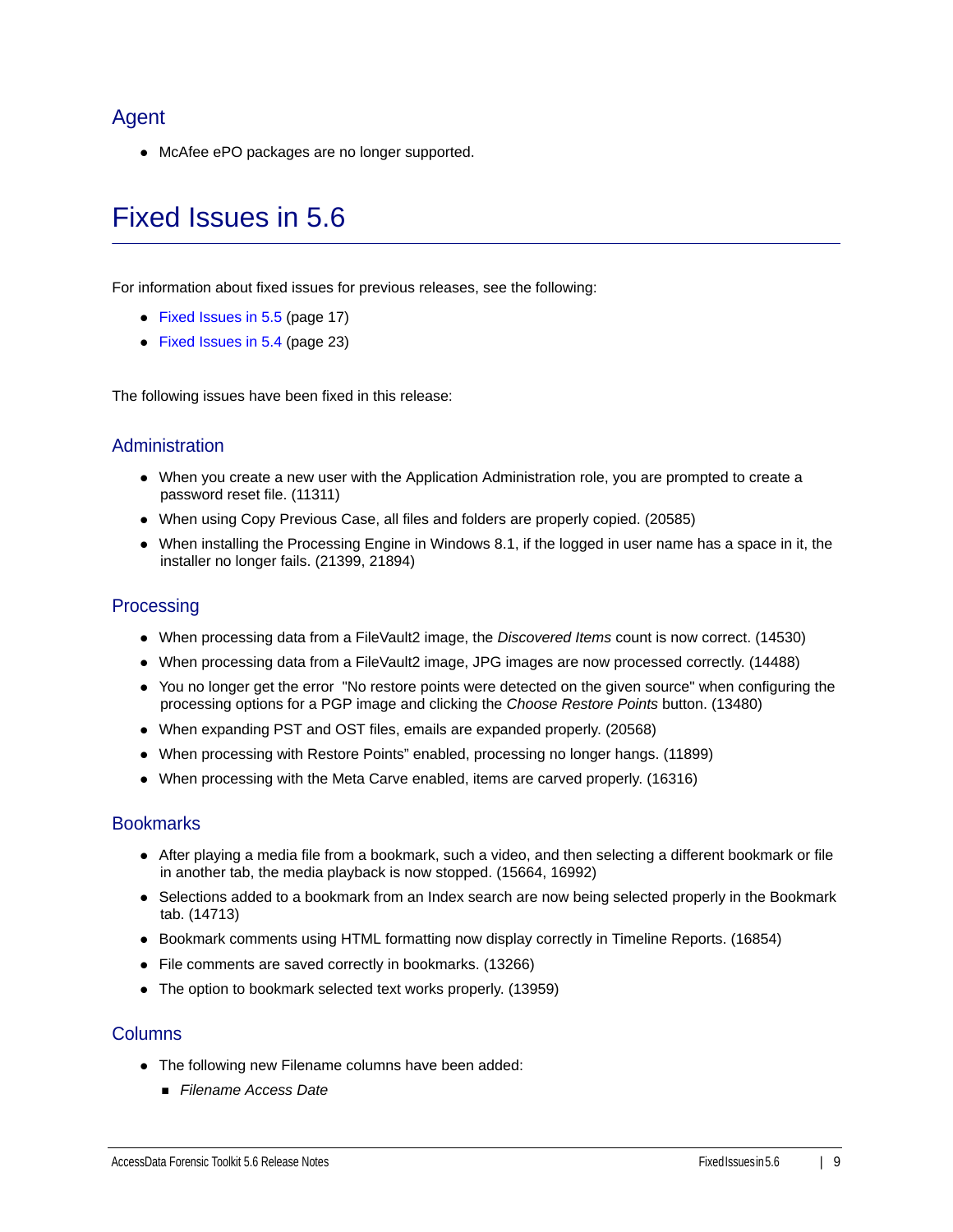## Agent

- McAfee ePO packages are no longer supported.

# Fixed Issues in 5.6

For information about fixed issues for previous releases, see the following:

- Fixed Issues in 5.5 (page 17)
- Fixed Issues in 5.4 (page 23)

The following issues have been fixed in this release:

## Administration

- When you create a new user with the Application Administration role, you are prompted to create a password reset file. (11311)
- When using Copy Previous Case, all files and folders are properly copied. (20585)
- When installing the Processing Engine in Windows 8.1, if the logged in user name has a space in it, the installer no longer fails. (21399, 21894)

## Processing

- When processing data from a FileVault2 image, the *Discovered Items* count is now correct. (14530)
- When processing data from a FileVault2 image, JPG images are now processed correctly. (14488)
- You no longer get the error "No restore points were detected on the given source" when configuring the processing options for a PGP image and clicking the *Choose Restore Points* button. (13480)
- When expanding PST and OST files, emails are expanded properly. (20568)
- When processing with Restore Points" enabled, processing no longer hangs. (11899)
- When processing with the Meta Carve enabled, items are carved properly. (16316)

## Bookmarks

- After playing a media file from a bookmark, such a video, and then selecting a different bookmark or file in another tab, the media playback is now stopped. (15664, 16992)
- Selections added to a bookmark from an Index search are now being selected properly in the Bookmark tab. (14713)
- Bookmark comments using HTML formatting now display correctly in Timeline Reports. (16854)
- File comments are saved correctly in bookmarks. (13266)
- The option to bookmark selected text works properly. (13959)

## Columns

- The following new Filename columns have been added:
  - *Filename Access Date*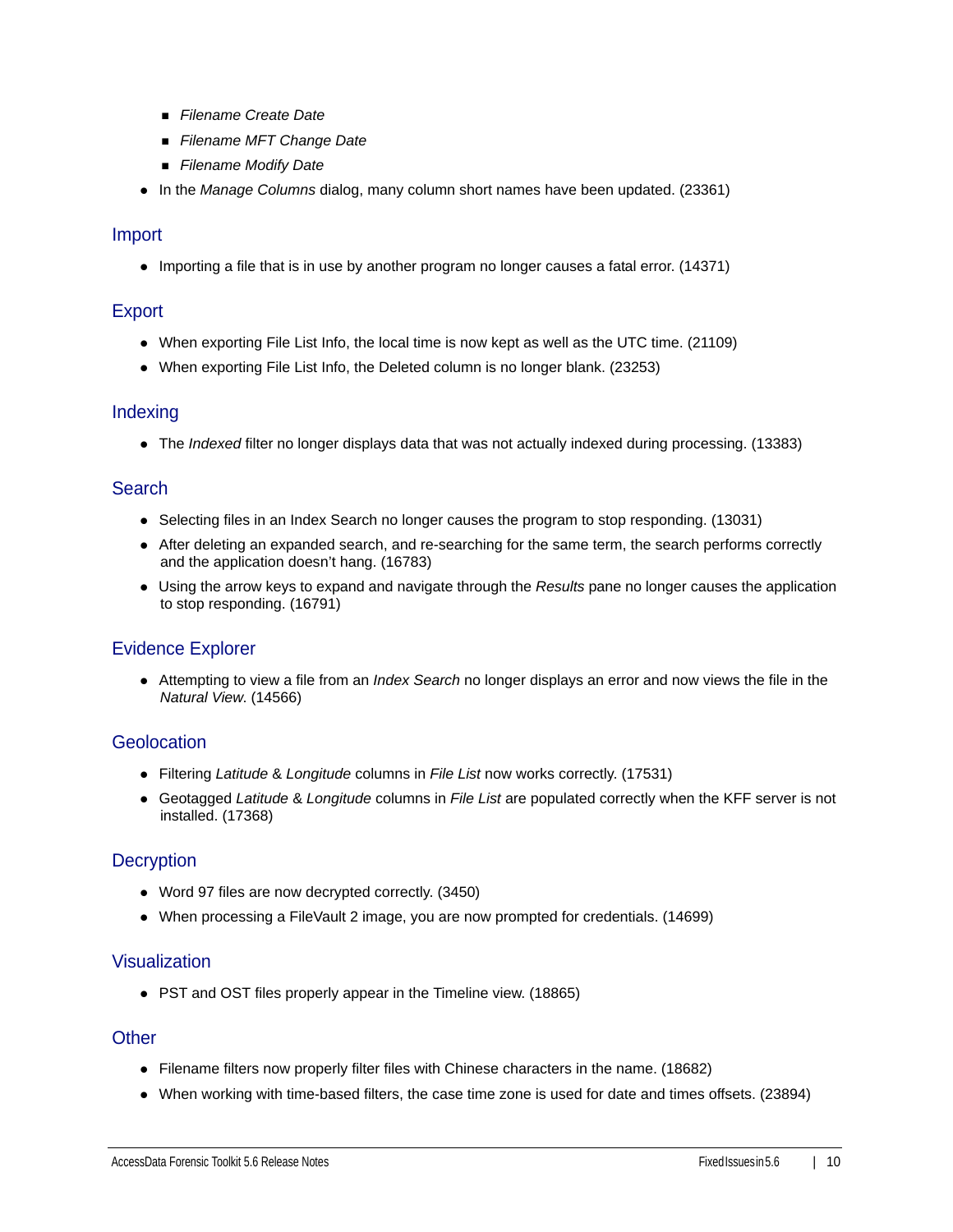- *Filename Create Date*
    - *Filename MFT Change Date*
    - *Filename Modify Date*
- In the *Manage Columns* dialog, many column short names have been updated. (23361)

## Import

- Importing a file that is in use by another program no longer causes a fatal error. (14371)

## Export

- When exporting File List Info, the local time is now kept as well as the UTC time. (21109)
- When exporting File List Info, the Deleted column is no longer blank. (23253)

## Indexing

- The *Indexed* filter no longer displays data that was not actually indexed during processing. (13383)

## Search

- Selecting files in an Index Search no longer causes the program to stop responding. (13031)
- After deleting an expanded search, and re-searching for the same term, the search performs correctly and the application doesn't hang. (16783)
- Using the arrow keys to expand and navigate through the *Results* pane no longer causes the application to stop responding. (16791)

## Evidence Explorer

- Attempting to view a file from an *Index Search* no longer displays an error and now views the file in the *Natural View*. (14566)

## Geolocation

- Filtering *Latitude* & *Longitude* columns in *File List* now works correctly. (17531)
- Geotagged *Latitude* & *Longitude* columns in *File List* are populated correctly when the KFF server is not installed. (17368)

## Decryption

- Word 97 files are now decrypted correctly. (3450)
- When processing a FileVault 2 image, you are now prompted for credentials. (14699)

## Visualization

- PST and OST files properly appear in the Timeline view. (18865)

## Other

- Filename filters now properly filter files with Chinese characters in the name. (18682)
- When working with time-based filters, the case time zone is used for date and times offsets. (23894)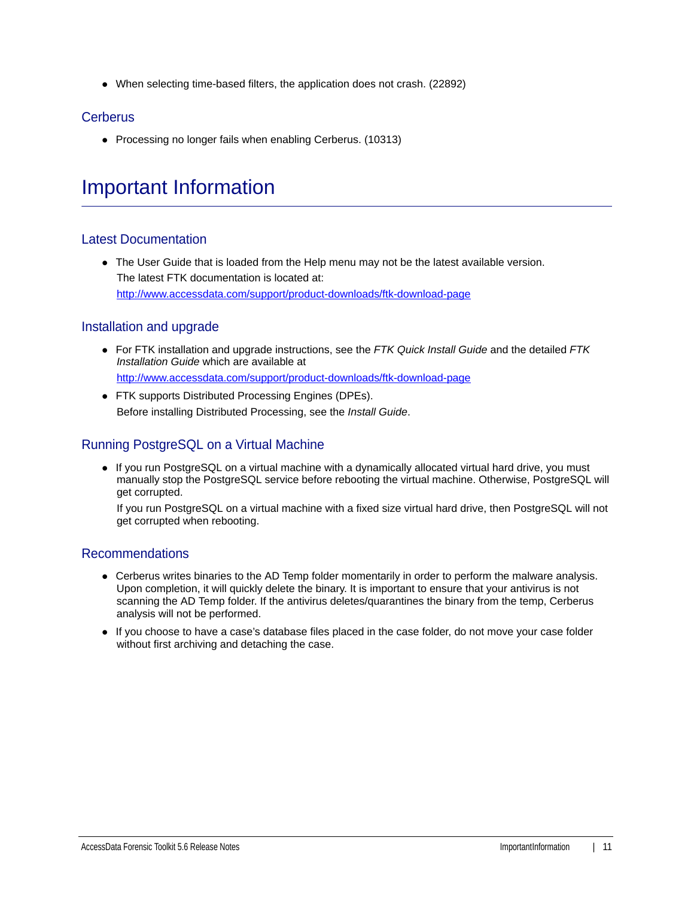- When selecting time-based filters, the application does not crash. (22892)

### Cerberus

- Processing no longer fails when enabling Cerberus. (10313)

# Important Information

## Latest Documentation

- The User Guide that is loaded from the Help menu may not be the latest available version.
  The latest FTK documentation is located at:
  http://www.accessdata.com/support/product-downloads/ftk-download-page

## Installation and upgrade

- For FTK installation and upgrade instructions, see the *FTK Quick Install Guide* and the detailed *FTK Installation Guide* which are available at
  http://www.accessdata.com/support/product-downloads/ftk-download-page
- FTK supports Distributed Processing Engines (DPEs).
  Before installing Distributed Processing, see the *Install Guide*.

## Running PostgreSQL on a Virtual Machine

- If you run PostgreSQL on a virtual machine with a dynamically allocated virtual hard drive, you must manually stop the PostgreSQL service before rebooting the virtual machine. Otherwise, PostgreSQL will get corrupted.

  If you run PostgreSQL on a virtual machine with a fixed size virtual hard drive, then PostgreSQL will not get corrupted when rebooting.

## Recommendations

- Cerberus writes binaries to the AD Temp folder momentarily in order to perform the malware analysis. Upon completion, it will quickly delete the binary. It is important to ensure that your antivirus is not scanning the AD Temp folder. If the antivirus deletes/quarantines the binary from the temp, Cerberus analysis will not be performed.
- If you choose to have a case's database files placed in the case folder, do not move your case folder without first archiving and detaching the case.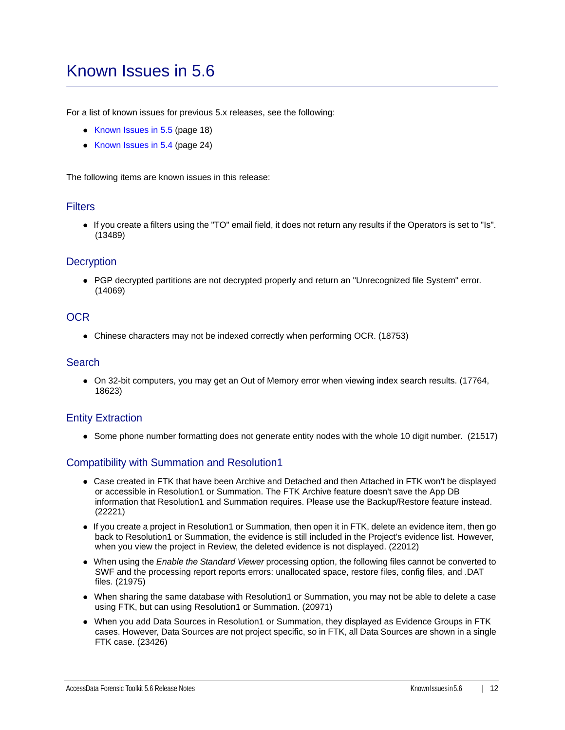# Known Issues in 5.6

For a list of known issues for previous 5.x releases, see the following:

- Known Issues in 5.5 (page 18)
- Known Issues in 5.4 (page 24)

The following items are known issues in this release:

## Filters

- If you create a filters using the "TO" email field, it does not return any results if the Operators is set to "Is". (13489)

## Decryption

- PGP decrypted partitions are not decrypted properly and return an "Unrecognized file System" error. (14069)

## OCR

- Chinese characters may not be indexed correctly when performing OCR. (18753)

## Search

- On 32-bit computers, you may get an Out of Memory error when viewing index search results. (17764, 18623)

## Entity Extraction

- Some phone number formatting does not generate entity nodes with the whole 10 digit number. (21517)

## Compatibility with Summation and Resolution1

- Case created in FTK that have been Archive and Detached and then Attached in FTK won't be displayed or accessible in Resolution1 or Summation. The FTK Archive feature doesn't save the App DB information that Resolution1 and Summation requires. Please use the Backup/Restore feature instead. (22221)
- If you create a project in Resolution1 or Summation, then open it in FTK, delete an evidence item, then go back to Resolution1 or Summation, the evidence is still included in the Project's evidence list. However, when you view the project in Review, the deleted evidence is not displayed. (22012)
- When using the *Enable the Standard Viewer* processing option, the following files cannot be converted to SWF and the processing report reports errors: unallocated space, restore files, config files, and .DAT files. (21975)
- When sharing the same database with Resolution1 or Summation, you may not be able to delete a case using FTK, but can using Resolution1 or Summation. (20971)
- When you add Data Sources in Resolution1 or Summation, they displayed as Evidence Groups in FTK cases. However, Data Sources are not project specific, so in FTK, all Data Sources are shown in a single FTK case. (23426)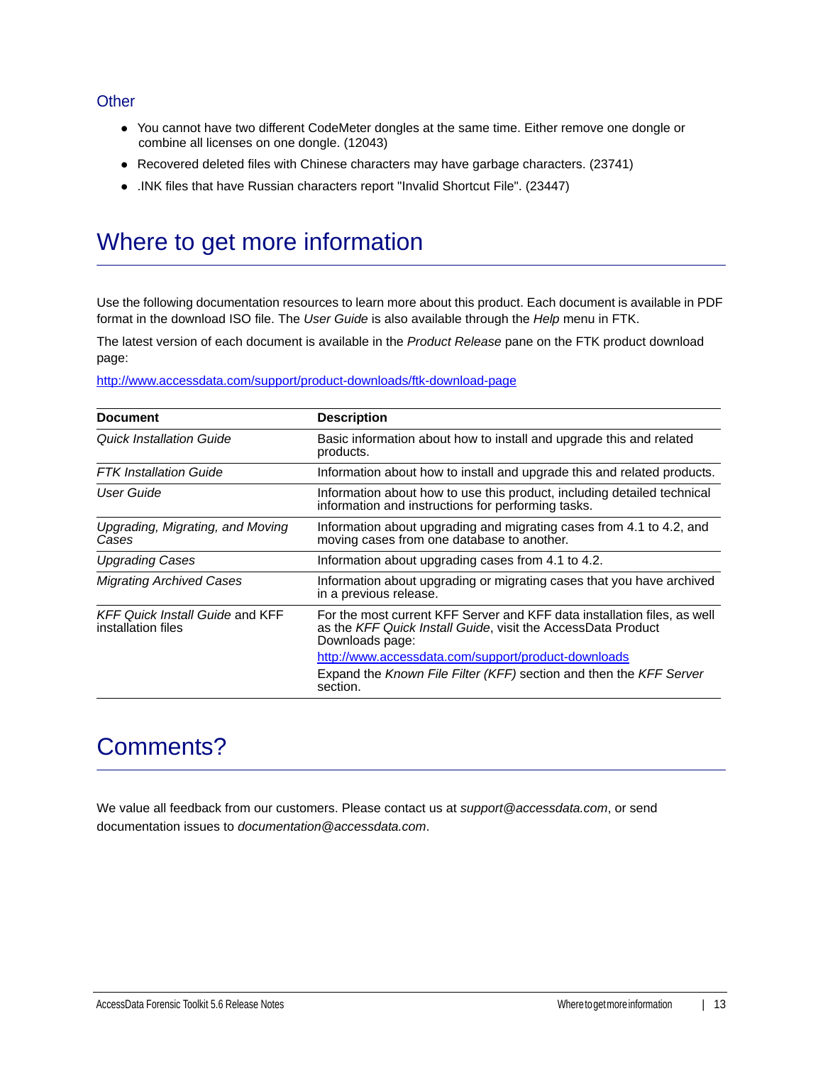### Other

- You cannot have two different CodeMeter dongles at the same time. Either remove one dongle or combine all licenses on one dongle. (12043)
- Recovered deleted files with Chinese characters may have garbage characters. (23741)
- .INK files that have Russian characters report "Invalid Shortcut File". (23447)

## Where to get more information

Use the following documentation resources to learn more about this product. Each document is available in PDF format in the download ISO file. The *User Guide* is also available through the *Help* menu in FTK.

The latest version of each document is available in the *Product Release* pane on the FTK product download page:

http://www.accessdata.com/support/product-downloads/ftk-download-page

| Document | Description |
|---|---|
| *Quick Installation Guide* | Basic information about how to install and upgrade this and related products. |
| *FTK Installation Guide* | Information about how to install and upgrade this and related products. |
| *User Guide* | Information about how to use this product, including detailed technical information and instructions for performing tasks. |
| *Upgrading, Migrating, and Moving Cases* | Information about upgrading and migrating cases from 4.1 to 4.2, and moving cases from one database to another. |
| *Upgrading Cases* | Information about upgrading cases from 4.1 to 4.2. |
| *Migrating Archived Cases* | Information about upgrading or migrating cases that you have archived in a previous release. |
| *KFF Quick Install Guide* and KFF installation files | For the most current KFF Server and KFF data installation files, as well as the *KFF Quick Install Guide*, visit the AccessData Product Downloads page: http://www.accessdata.com/support/product-downloads Expand the *Known File Filter (KFF)* section and then the *KFF Server* section. |

## Comments?

We value all feedback from our customers. Please contact us at *support@accessdata.com*, or send documentation issues to *documentation@accessdata.com*.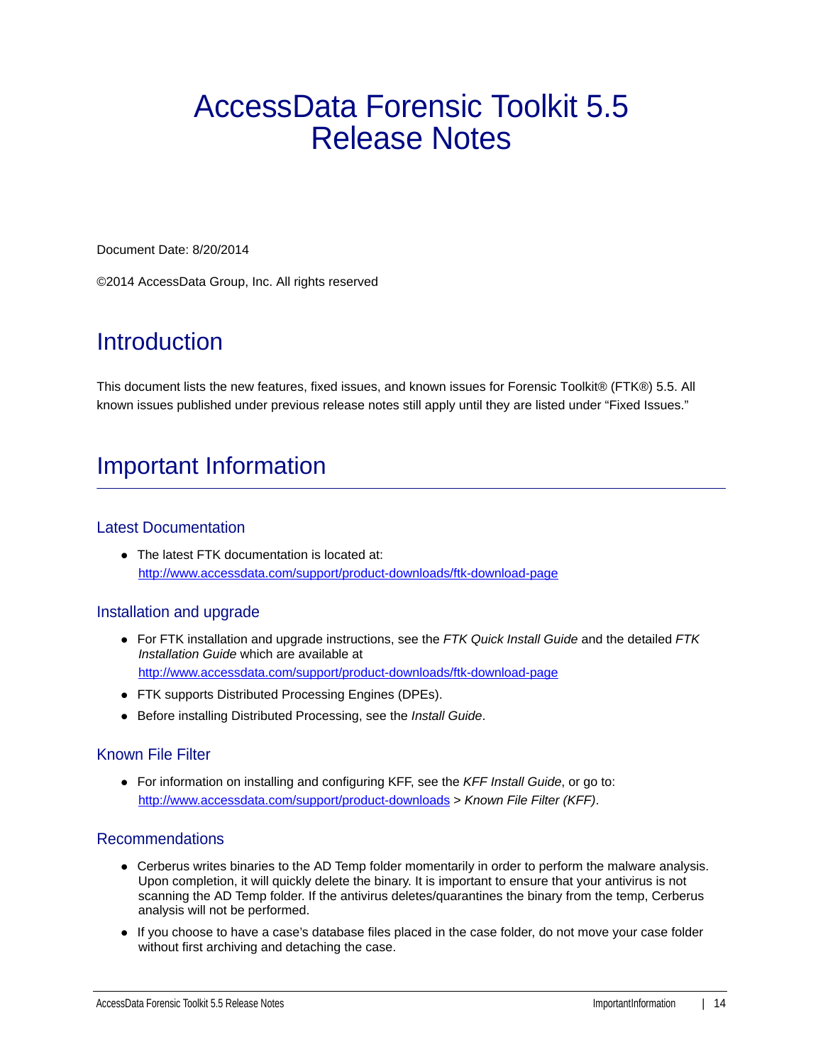# AccessData Forensic Toolkit 5.5 Release Notes

Document Date: 8/20/2014

©2014 AccessData Group, Inc. All rights reserved

## Introduction

This document lists the new features, fixed issues, and known issues for Forensic Toolkit® (FTK®) 5.5. All known issues published under previous release notes still apply until they are listed under "Fixed Issues."

## Important Information

### Latest Documentation

- The latest FTK documentation is located at: [http://www.accessdata.com/support/product-downloads/ftk-download-page](http://www.accessdata.com/support/product-downloads/ftk-download-page)

### Installation and upgrade

- For FTK installation and upgrade instructions, see the *FTK Quick Install Guide* and the detailed *FTK Installation Guide* which are available at [http://www.accessdata.com/support/product-downloads/ftk-download-page](http://www.accessdata.com/support/product-downloads/ftk-download-page)
- FTK supports Distributed Processing Engines (DPEs).
- Before installing Distributed Processing, see the *Install Guide*.

### Known File Filter

- For information on installing and configuring KFF, see the *KFF Install Guide*, or go to: [http://www.accessdata.com/support/product-downloads](http://www.accessdata.com/support/product-downloads) > *Known File Filter (KFF)*.

### Recommendations

- Cerberus writes binaries to the AD Temp folder momentarily in order to perform the malware analysis. Upon completion, it will quickly delete the binary. It is important to ensure that your antivirus is not scanning the AD Temp folder. If the antivirus deletes/quarantines the binary from the temp, Cerberus analysis will not be performed.
- If you choose to have a case's database files placed in the case folder, do not move your case folder without first archiving and detaching the case.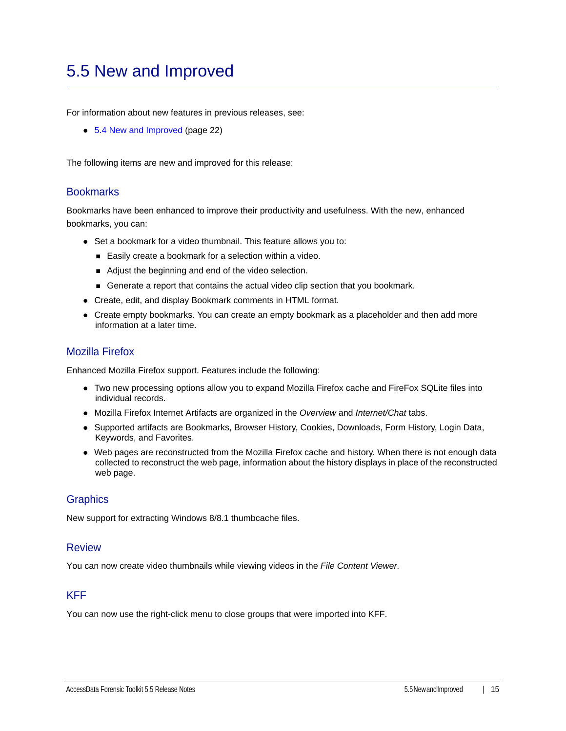# 5.5 New and Improved

For information about new features in previous releases, see:

- 5.4 New and Improved (page 22)

The following items are new and improved for this release:

## Bookmarks

Bookmarks have been enhanced to improve their productivity and usefulness. With the new, enhanced bookmarks, you can:

- Set a bookmark for a video thumbnail. This feature allows you to:
  - Easily create a bookmark for a selection within a video.
  - Adjust the beginning and end of the video selection.
  - Generate a report that contains the actual video clip section that you bookmark.
- Create, edit, and display Bookmark comments in HTML format.
- Create empty bookmarks. You can create an empty bookmark as a placeholder and then add more information at a later time.

## Mozilla Firefox

Enhanced Mozilla Firefox support. Features include the following:

- Two new processing options allow you to expand Mozilla Firefox cache and FireFox SQLite files into individual records.
- Mozilla Firefox Internet Artifacts are organized in the *Overview* and *Internet/Chat* tabs.
- Supported artifacts are Bookmarks, Browser History, Cookies, Downloads, Form History, Login Data, Keywords, and Favorites.
- Web pages are reconstructed from the Mozilla Firefox cache and history. When there is not enough data collected to reconstruct the web page, information about the history displays in place of the reconstructed web page.

## Graphics

New support for extracting Windows 8/8.1 thumbcache files.

## Review

You can now create video thumbnails while viewing videos in the *File Content Viewer*.

## KFF

You can now use the right-click menu to close groups that were imported into KFF.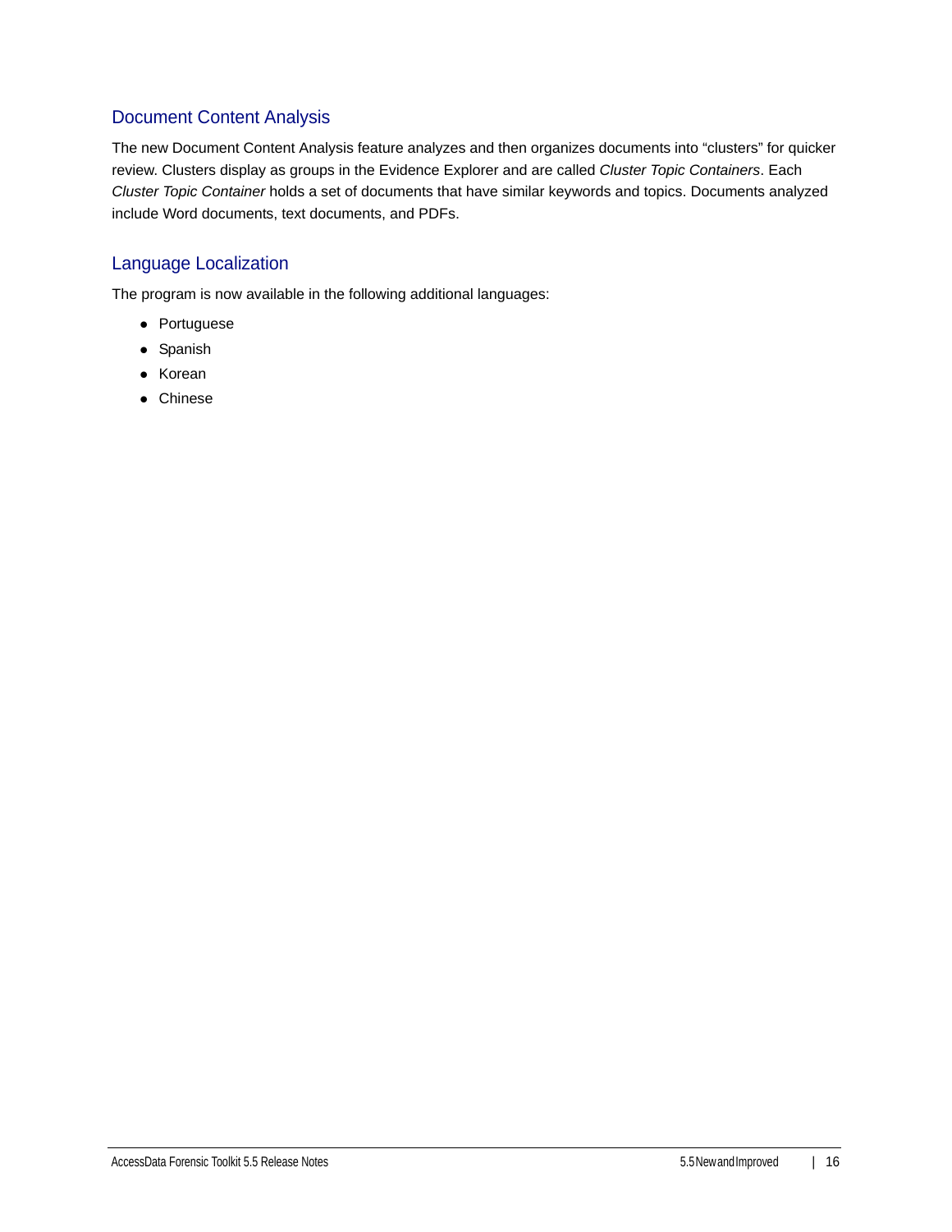## Document Content Analysis

The new Document Content Analysis feature analyzes and then organizes documents into “clusters” for quicker review. Clusters display as groups in the Evidence Explorer and are called *Cluster Topic Containers*. Each *Cluster Topic Container* holds a set of documents that have similar keywords and topics. Documents analyzed include Word documents, text documents, and PDFs.

## Language Localization

The program is now available in the following additional languages:

- Portuguese
- Spanish
- Korean
- Chinese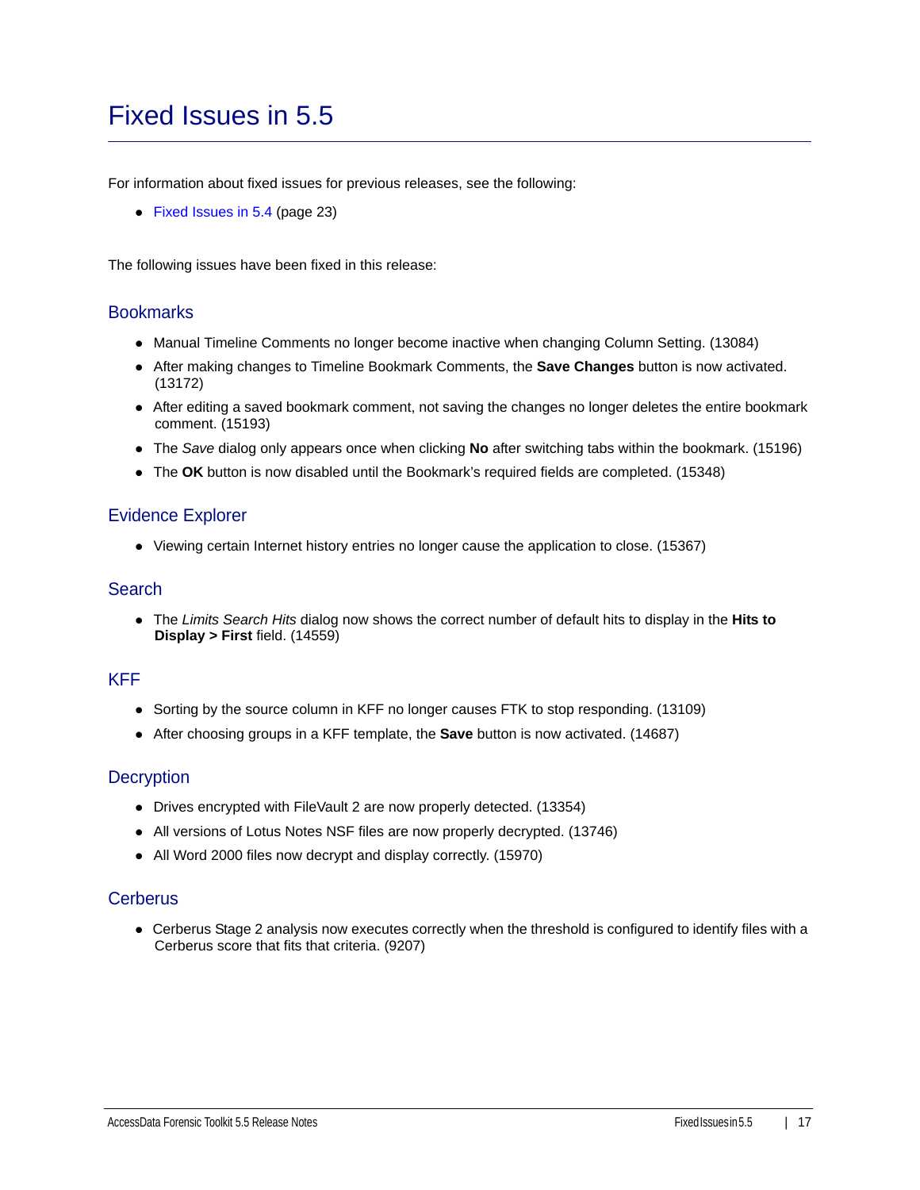# Fixed Issues in 5.5

For information about fixed issues for previous releases, see the following:

- Fixed Issues in 5.4 (page 23)

The following issues have been fixed in this release:

## Bookmarks

- Manual Timeline Comments no longer become inactive when changing Column Setting. (13084)
- After making changes to Timeline Bookmark Comments, the **Save Changes** button is now activated. (13172)
- After editing a saved bookmark comment, not saving the changes no longer deletes the entire bookmark comment. (15193)
- The *Save* dialog only appears once when clicking **No** after switching tabs within the bookmark. (15196)
- The **OK** button is now disabled until the Bookmark's required fields are completed. (15348)

## Evidence Explorer

- Viewing certain Internet history entries no longer cause the application to close. (15367)

## Search

- The *Limits Search Hits* dialog now shows the correct number of default hits to display in the **Hits to Display > First** field. (14559)

## KFF

- Sorting by the source column in KFF no longer causes FTK to stop responding. (13109)
- After choosing groups in a KFF template, the **Save** button is now activated. (14687)

## Decryption

- Drives encrypted with FileVault 2 are now properly detected. (13354)
- All versions of Lotus Notes NSF files are now properly decrypted. (13746)
- All Word 2000 files now decrypt and display correctly. (15970)

## Cerberus

- Cerberus Stage 2 analysis now executes correctly when the threshold is configured to identify files with a Cerberus score that fits that criteria. (9207)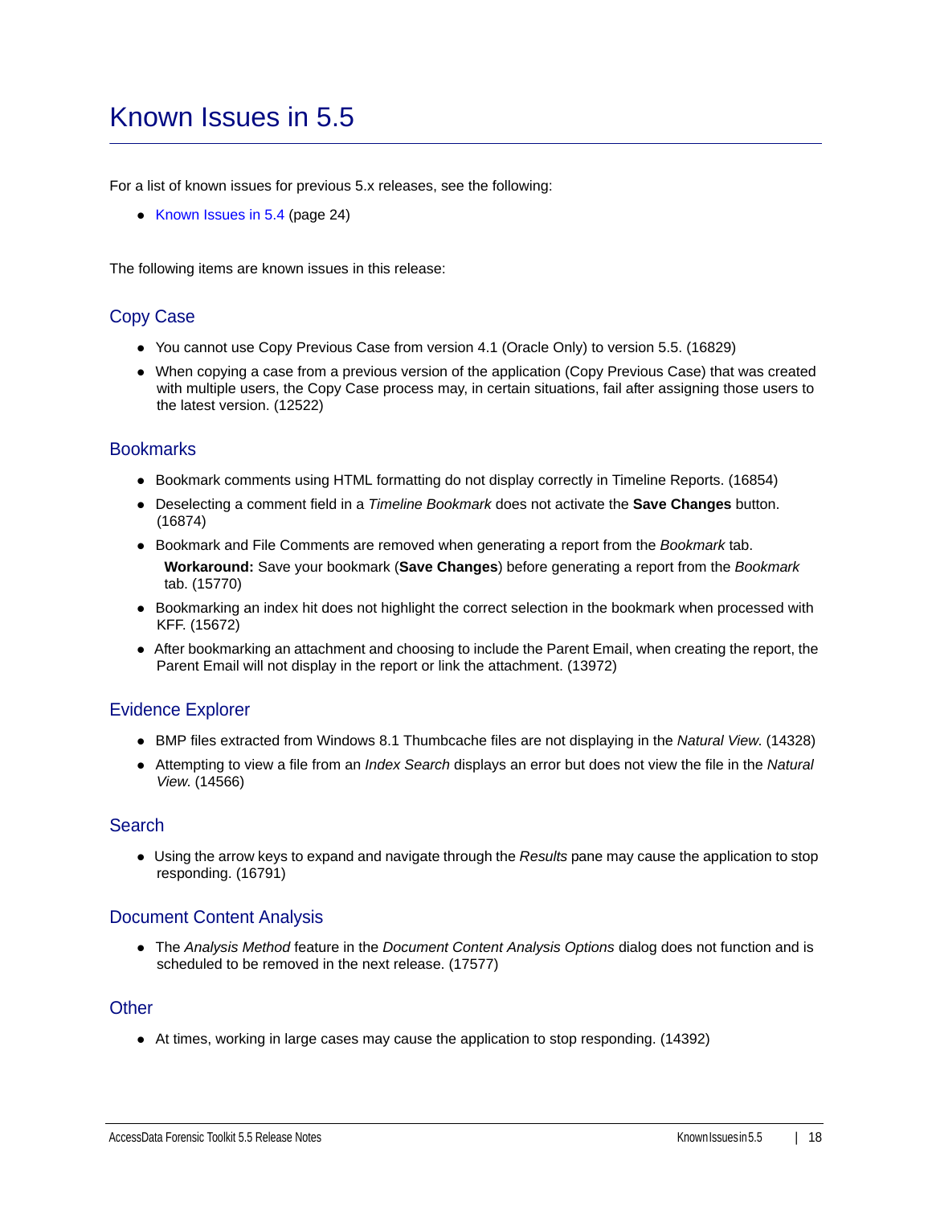# Known Issues in 5.5

For a list of known issues for previous 5.x releases, see the following:

- Known Issues in 5.4 (page 24)

The following items are known issues in this release:

## Copy Case

- You cannot use Copy Previous Case from version 4.1 (Oracle Only) to version 5.5. (16829)
- When copying a case from a previous version of the application (Copy Previous Case) that was created with multiple users, the Copy Case process may, in certain situations, fail after assigning those users to the latest version. (12522)

## Bookmarks

- Bookmark comments using HTML formatting do not display correctly in Timeline Reports. (16854)
- Deselecting a comment field in a *Timeline Bookmark* does not activate the **Save Changes** button. (16874)
- Bookmark and File Comments are removed when generating a report from the *Bookmark* tab.
  **Workaround:** Save your bookmark (**Save Changes**) before generating a report from the *Bookmark* tab. (15770)
- Bookmarking an index hit does not highlight the correct selection in the bookmark when processed with KFF. (15672)
- After bookmarking an attachment and choosing to include the Parent Email, when creating the report, the Parent Email will not display in the report or link the attachment. (13972)

## Evidence Explorer

- BMP files extracted from Windows 8.1 Thumbcache files are not displaying in the *Natural View.* (14328)
- Attempting to view a file from an *Index Search* displays an error but does not view the file in the *Natural View.* (14566)

## Search

- Using the arrow keys to expand and navigate through the *Results* pane may cause the application to stop responding. (16791)

## Document Content Analysis

- The *Analysis Method* feature in the *Document Content Analysis Options* dialog does not function and is scheduled to be removed in the next release. (17577)

## Other

- At times, working in large cases may cause the application to stop responding. (14392)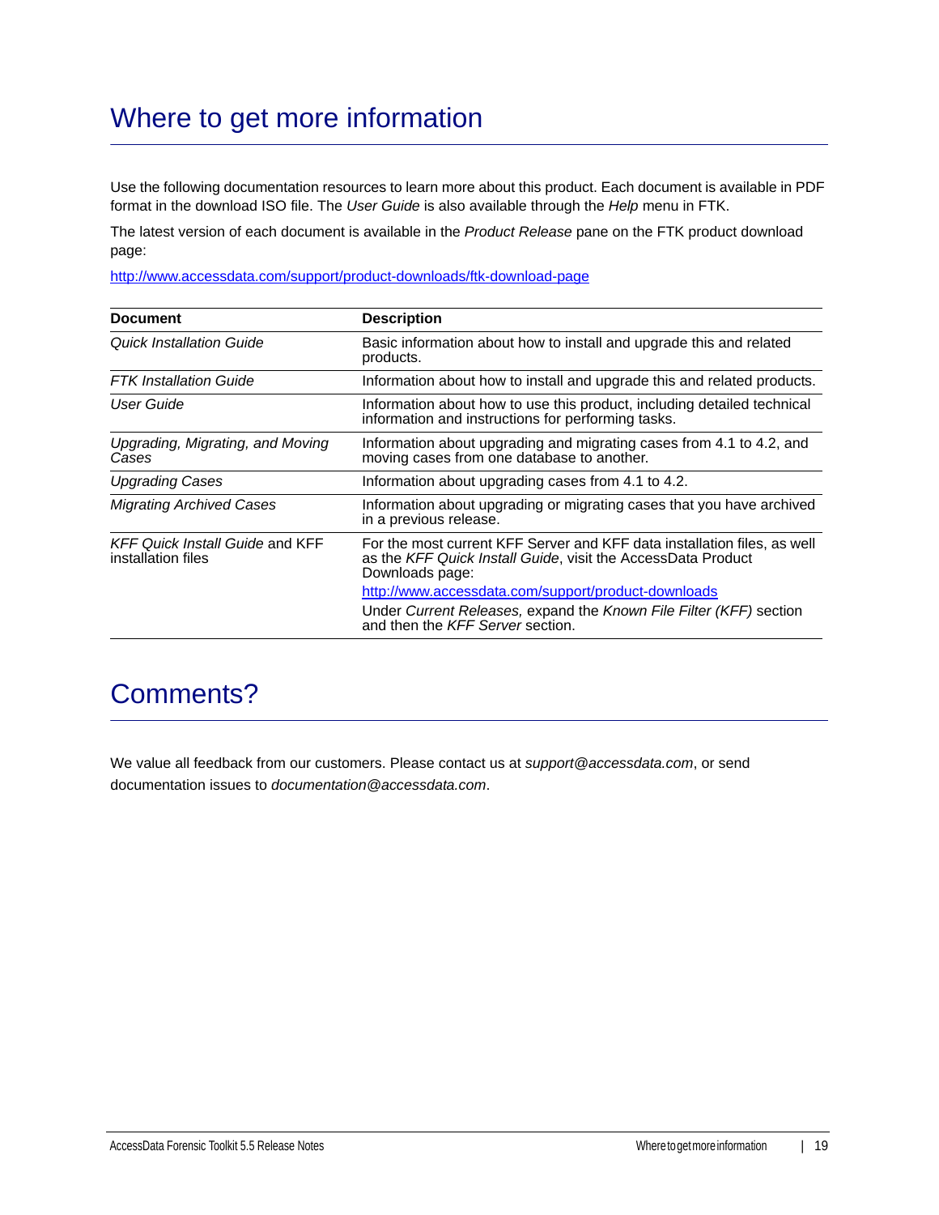# Where to get more information

Use the following documentation resources to learn more about this product. Each document is available in PDF format in the download ISO file. The *User Guide* is also available through the *Help* menu in FTK.

The latest version of each document is available in the *Product Release* pane on the FTK product download page:

http://www.accessdata.com/support/product-downloads/ftk-download-page

| Document | Description |
|---|---|
| *Quick Installation Guide* | Basic information about how to install and upgrade this and related products. |
| *FTK Installation Guide* | Information about how to install and upgrade this and related products. |
| *User Guide* | Information about how to use this product, including detailed technical information and instructions for performing tasks. |
| *Upgrading, Migrating, and Moving Cases* | Information about upgrading and migrating cases from 4.1 to 4.2, and moving cases from one database to another. |
| *Upgrading Cases* | Information about upgrading cases from 4.1 to 4.2. |
| *Migrating Archived Cases* | Information about upgrading or migrating cases that you have archived in a previous release. |
| *KFF Quick Install Guide* and KFF installation files | For the most current KFF Server and KFF data installation files, as well as the *KFF Quick Install Guide*, visit the AccessData Product Downloads page: http://www.accessdata.com/support/product-downloads Under *Current Releases,* expand the *Known File Filter (KFF)* section and then the *KFF Server* section. |

# Comments?

We value all feedback from our customers. Please contact us at *support@accessdata.com*, or send documentation issues to *documentation@accessdata.com*.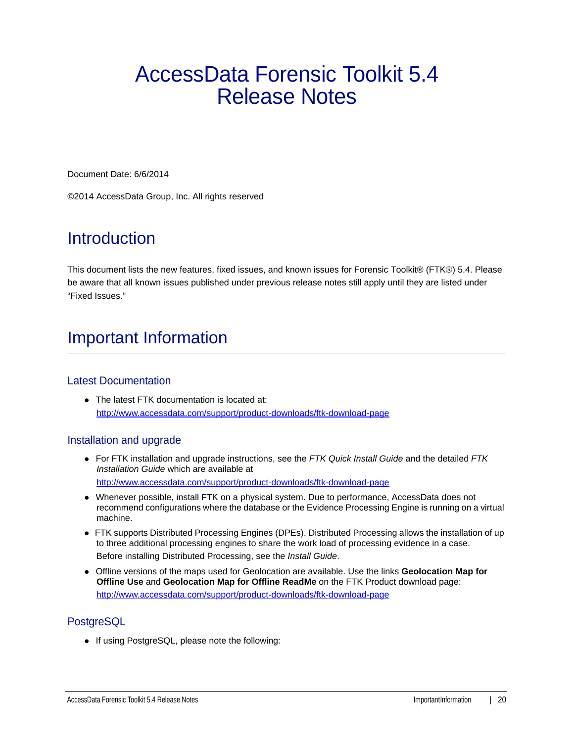# AccessData Forensic Toolkit 5.4 Release Notes

Document Date: 6/6/2014

©2014 AccessData Group, Inc. All rights reserved

## Introduction

This document lists the new features, fixed issues, and known issues for Forensic Toolkit® (FTK®) 5.4. Please be aware that all known issues published under previous release notes still apply until they are listed under "Fixed Issues."

## Important Information

### Latest Documentation

- The latest FTK documentation is located at: http://www.accessdata.com/support/product-downloads/ftk-download-page

### Installation and upgrade

- For FTK installation and upgrade instructions, see the *FTK Quick Install Guide* and the detailed *FTK Installation Guide* which are available at

  http://www.accessdata.com/support/product-downloads/ftk-download-page
- Whenever possible, install FTK on a physical system. Due to performance, AccessData does not recommend configurations where the database or the Evidence Processing Engine is running on a virtual machine.
- FTK supports Distributed Processing Engines (DPEs). Distributed Processing allows the installation of up to three additional processing engines to share the work load of processing evidence in a case.

  Before installing Distributed Processing, see the *Install Guide*.
- Offline versions of the maps used for Geolocation are available. Use the links **Geolocation Map for Offline Use** and **Geolocation Map for Offline ReadMe** on the FTK Product download page: http://www.accessdata.com/support/product-downloads/ftk-download-page

### PostgreSQL

- If using PostgreSQL, please note the following: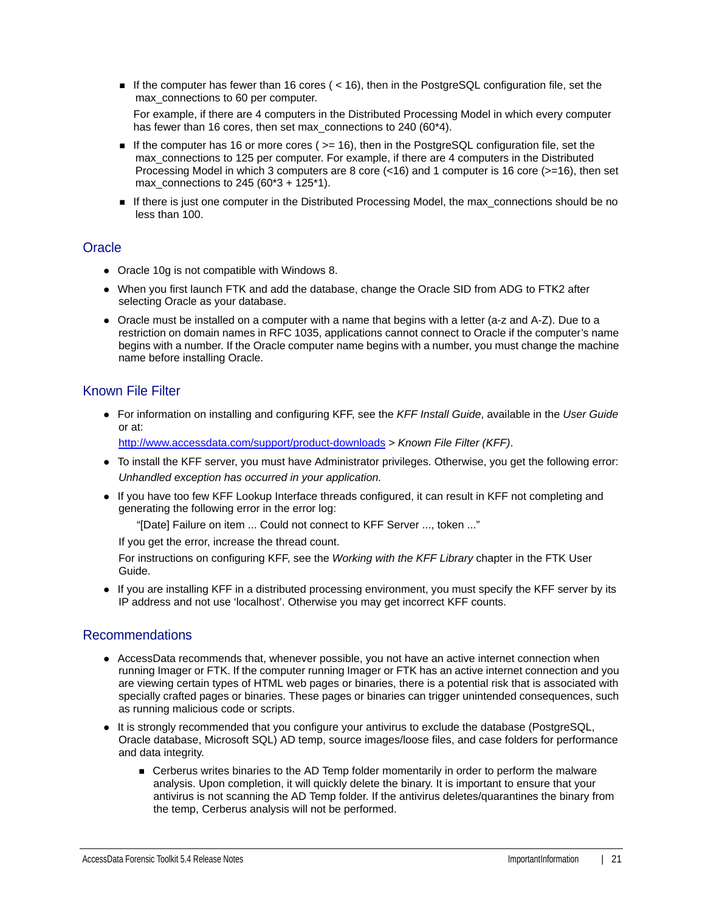- If the computer has fewer than 16 cores ( < 16), then in the PostgreSQL configuration file, set the max_connections to 60 per computer.

  For example, if there are 4 computers in the Distributed Processing Model in which every computer has fewer than 16 cores, then set max_connections to 240 (60*4).

- If the computer has 16 or more cores ( >= 16), then in the PostgreSQL configuration file, set the max_connections to 125 per computer. For example, if there are 4 computers in the Distributed Processing Model in which 3 computers are 8 core (<16) and 1 computer is 16 core (>=16), then set max_connections to 245 (60*3 + 125*1).
- If there is just one computer in the Distributed Processing Model, the max_connections should be no less than 100.

## Oracle

- Oracle 10g is not compatible with Windows 8.
- When you first launch FTK and add the database, change the Oracle SID from ADG to FTK2 after selecting Oracle as your database.
- Oracle must be installed on a computer with a name that begins with a letter (a-z and A-Z). Due to a restriction on domain names in RFC 1035, applications cannot connect to Oracle if the computer's name begins with a number. If the Oracle computer name begins with a number, you must change the machine name before installing Oracle.

## Known File Filter

- For information on installing and configuring KFF, see the *KFF Install Guide*, available in the *User Guide* or at:

  http://www.accessdata.com/support/product-downloads > *Known File Filter (KFF)*.

- To install the KFF server, you must have Administrator privileges. Otherwise, you get the following error: *Unhandled exception has occurred in your application.*
- If you have too few KFF Lookup Interface threads configured, it can result in KFF not completing and generating the following error in the error log:

  "[Date] Failure on item ... Could not connect to KFF Server ..., token ..."

  If you get the error, increase the thread count.

  For instructions on configuring KFF, see the *Working with the KFF Library* chapter in the FTK User Guide.

- If you are installing KFF in a distributed processing environment, you must specify the KFF server by its IP address and not use 'localhost'. Otherwise you may get incorrect KFF counts.

## Recommendations

- AccessData recommends that, whenever possible, you not have an active internet connection when running Imager or FTK. If the computer running Imager or FTK has an active internet connection and you are viewing certain types of HTML web pages or binaries, there is a potential risk that is associated with specially crafted pages or binaries. These pages or binaries can trigger unintended consequences, such as running malicious code or scripts.
- It is strongly recommended that you configure your antivirus to exclude the database (PostgreSQL, Oracle database, Microsoft SQL) AD temp, source images/loose files, and case folders for performance and data integrity.
  - Cerberus writes binaries to the AD Temp folder momentarily in order to perform the malware analysis. Upon completion, it will quickly delete the binary. It is important to ensure that your antivirus is not scanning the AD Temp folder. If the antivirus deletes/quarantines the binary from the temp, Cerberus analysis will not be performed.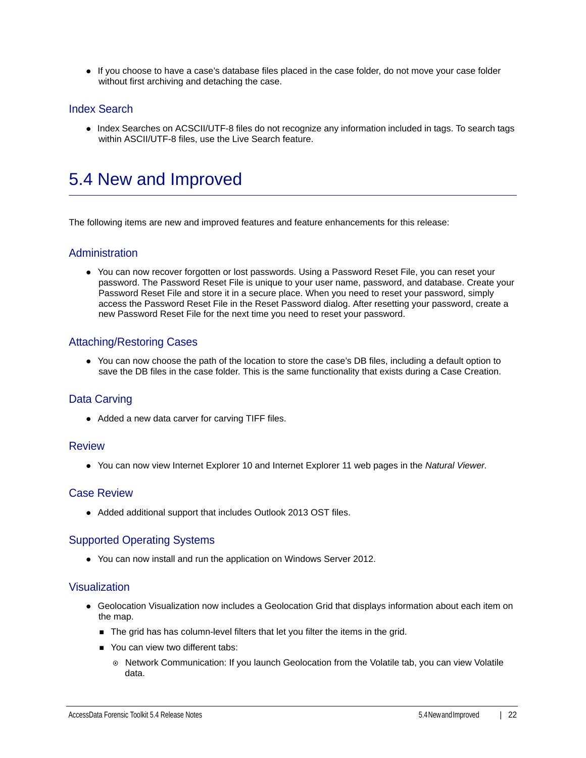- If you choose to have a case's database files placed in the case folder, do not move your case folder without first archiving and detaching the case.

### Index Search

- Index Searches on ACSCII/UTF-8 files do not recognize any information included in tags. To search tags within ASCII/UTF-8 files, use the Live Search feature.

# 5.4 New and Improved

The following items are new and improved features and feature enhancements for this release:

### Administration

- You can now recover forgotten or lost passwords. Using a Password Reset File, you can reset your password. The Password Reset File is unique to your user name, password, and database. Create your Password Reset File and store it in a secure place. When you need to reset your password, simply access the Password Reset File in the Reset Password dialog. After resetting your password, create a new Password Reset File for the next time you need to reset your password.

### Attaching/Restoring Cases

- You can now choose the path of the location to store the case's DB files, including a default option to save the DB files in the case folder. This is the same functionality that exists during a Case Creation.

### Data Carving

- Added a new data carver for carving TIFF files.

### Review

- You can now view Internet Explorer 10 and Internet Explorer 11 web pages in the *Natural Viewer*.

### Case Review

- Added additional support that includes Outlook 2013 OST files.

### Supported Operating Systems

- You can now install and run the application on Windows Server 2012.

### Visualization

- Geolocation Visualization now includes a Geolocation Grid that displays information about each item on the map.
  - The grid has has column-level filters that let you filter the items in the grid.
  - You can view two different tabs:
    - Network Communication: If you launch Geolocation from the Volatile tab, you can view Volatile data.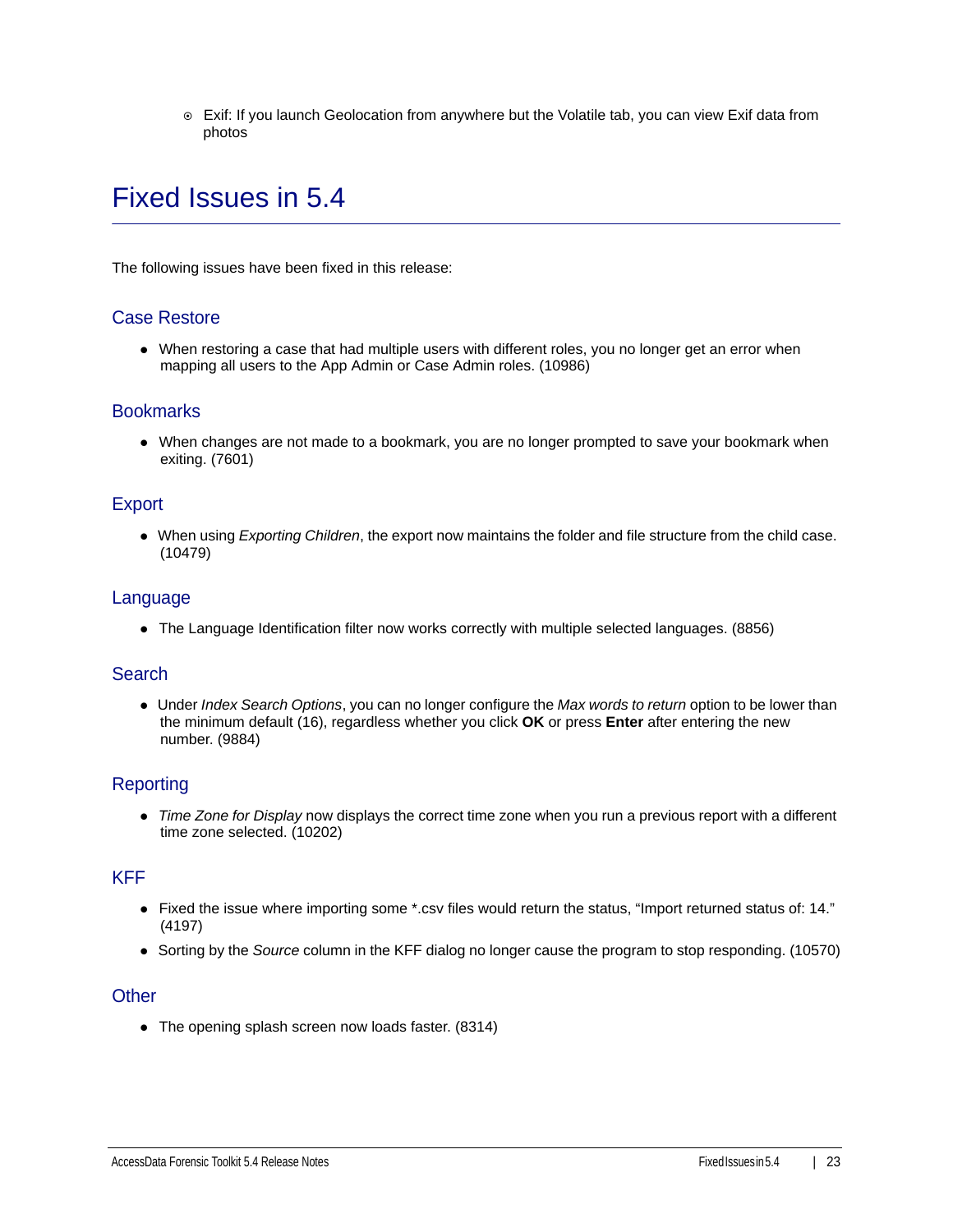- Exif: If you launch Geolocation from anywhere but the Volatile tab, you can view Exif data from photos

# Fixed Issues in 5.4

The following issues have been fixed in this release:

## Case Restore

- When restoring a case that had multiple users with different roles, you no longer get an error when mapping all users to the App Admin or Case Admin roles. (10986)

## Bookmarks

- When changes are not made to a bookmark, you are no longer prompted to save your bookmark when exiting. (7601)

## Export

- When using *Exporting Children*, the export now maintains the folder and file structure from the child case. (10479)

## Language

- The Language Identification filter now works correctly with multiple selected languages. (8856)

## Search

- Under *Index Search Options*, you can no longer configure the *Max words to return* option to be lower than the minimum default (16), regardless whether you click **OK** or press **Enter** after entering the new number. (9884)

## Reporting

- *Time Zone for Display* now displays the correct time zone when you run a previous report with a different time zone selected. (10202)

## KFF

- Fixed the issue where importing some *.csv files would return the status, “Import returned status of: 14.” (4197)
- Sorting by the *Source* column in the KFF dialog no longer cause the program to stop responding. (10570)

## Other

- The opening splash screen now loads faster. (8314)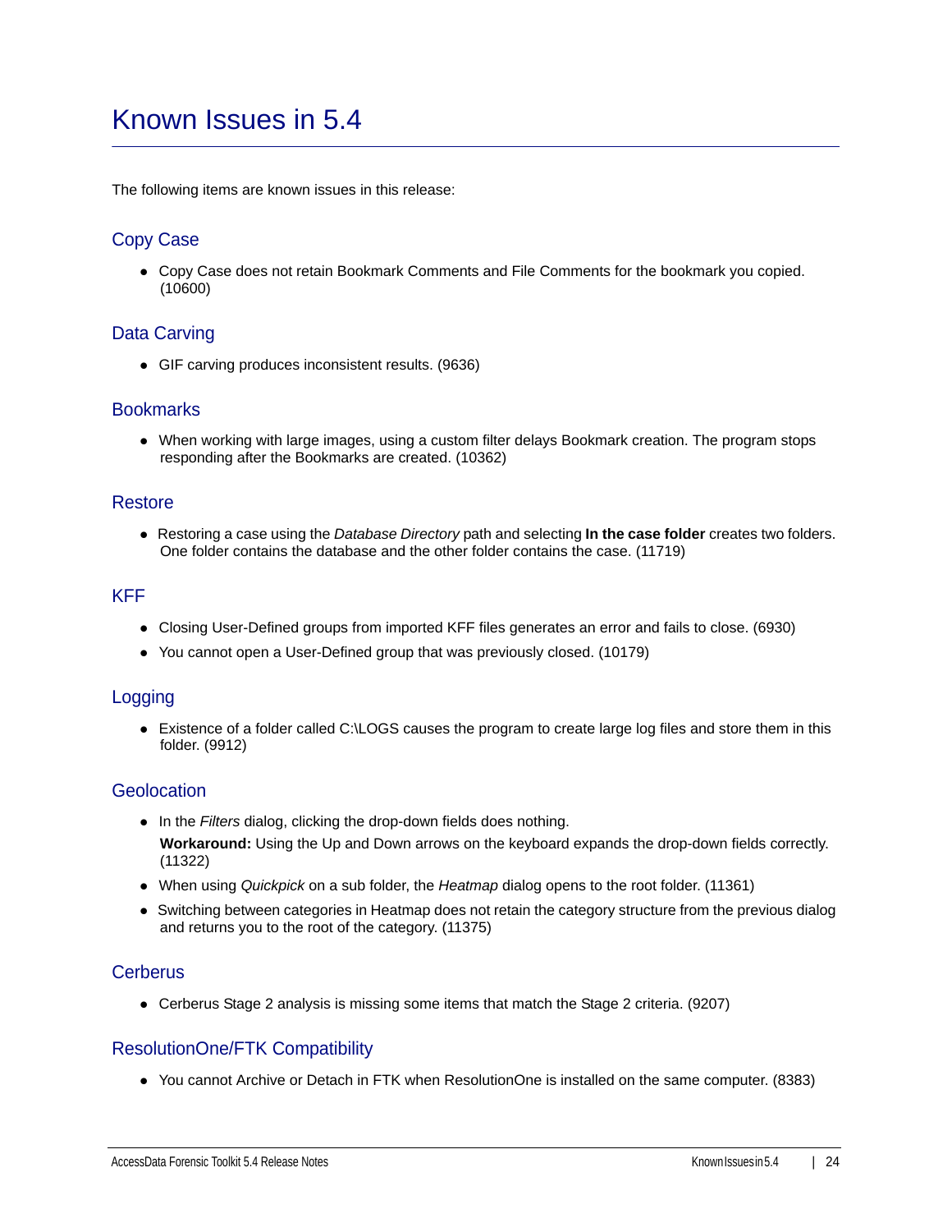# Known Issues in 5.4

The following items are known issues in this release:

## Copy Case

- Copy Case does not retain Bookmark Comments and File Comments for the bookmark you copied. (10600)

## Data Carving

- GIF carving produces inconsistent results. (9636)

## Bookmarks

- When working with large images, using a custom filter delays Bookmark creation. The program stops responding after the Bookmarks are created. (10362)

## Restore

- Restoring a case using the *Database Directory* path and selecting **In the case folder** creates two folders. One folder contains the database and the other folder contains the case. (11719)

## KFF

- Closing User-Defined groups from imported KFF files generates an error and fails to close. (6930)
- You cannot open a User-Defined group that was previously closed. (10179)

## Logging

- Existence of a folder called C:\LOGS causes the program to create large log files and store them in this folder. (9912)

## Geolocation

- In the *Filters* dialog, clicking the drop-down fields does nothing.

  **Workaround:** Using the Up and Down arrows on the keyboard expands the drop-down fields correctly. (11322)
- When using *Quickpick* on a sub folder, the *Heatmap* dialog opens to the root folder. (11361)
- Switching between categories in Heatmap does not retain the category structure from the previous dialog and returns you to the root of the category. (11375)

## Cerberus

- Cerberus Stage 2 analysis is missing some items that match the Stage 2 criteria. (9207)

## ResolutionOne/FTK Compatibility

- You cannot Archive or Detach in FTK when ResolutionOne is installed on the same computer. (8383)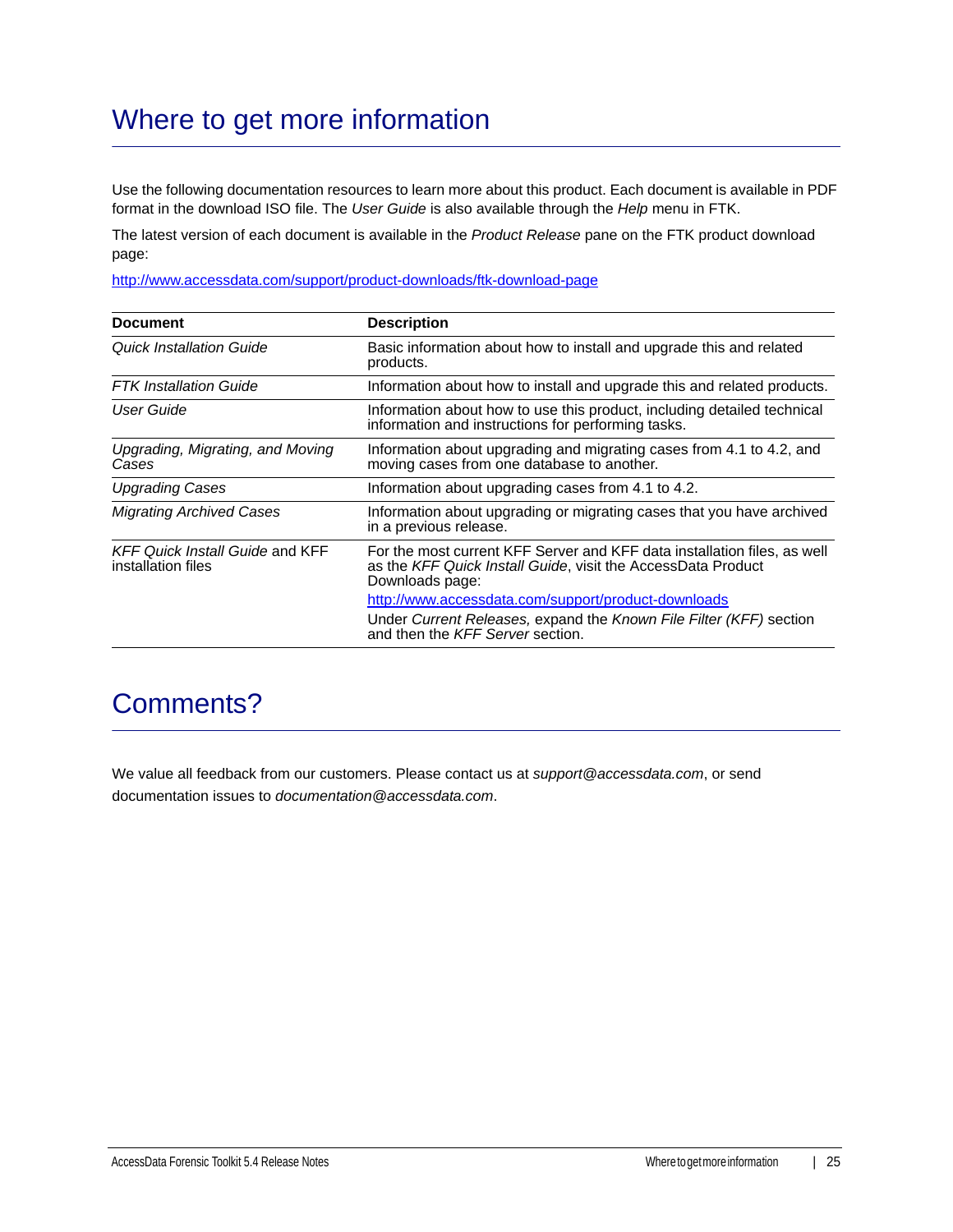# Where to get more information

Use the following documentation resources to learn more about this product. Each document is available in PDF format in the download ISO file. The *User Guide* is also available through the *Help* menu in FTK.

The latest version of each document is available in the *Product Release* pane on the FTK product download page:

http://www.accessdata.com/support/product-downloads/ftk-download-page

| Document | Description |
|---|---|
| *Quick Installation Guide* | Basic information about how to install and upgrade this and related products. |
| *FTK Installation Guide* | Information about how to install and upgrade this and related products. |
| *User Guide* | Information about how to use this product, including detailed technical information and instructions for performing tasks. |
| *Upgrading, Migrating, and Moving Cases* | Information about upgrading and migrating cases from 4.1 to 4.2, and moving cases from one database to another. |
| *Upgrading Cases* | Information about upgrading cases from 4.1 to 4.2. |
| *Migrating Archived Cases* | Information about upgrading or migrating cases that you have archived in a previous release. |
| *KFF Quick Install Guide* and KFF installation files | For the most current KFF Server and KFF data installation files, as well as the *KFF Quick Install Guide*, visit the AccessData Product Downloads page: http://www.accessdata.com/support/product-downloads Under *Current Releases,* expand the *Known File Filter (KFF)* section and then the *KFF Server* section. |

# Comments?

We value all feedback from our customers. Please contact us at *support@accessdata.com*, or send documentation issues to *documentation@accessdata.com*.